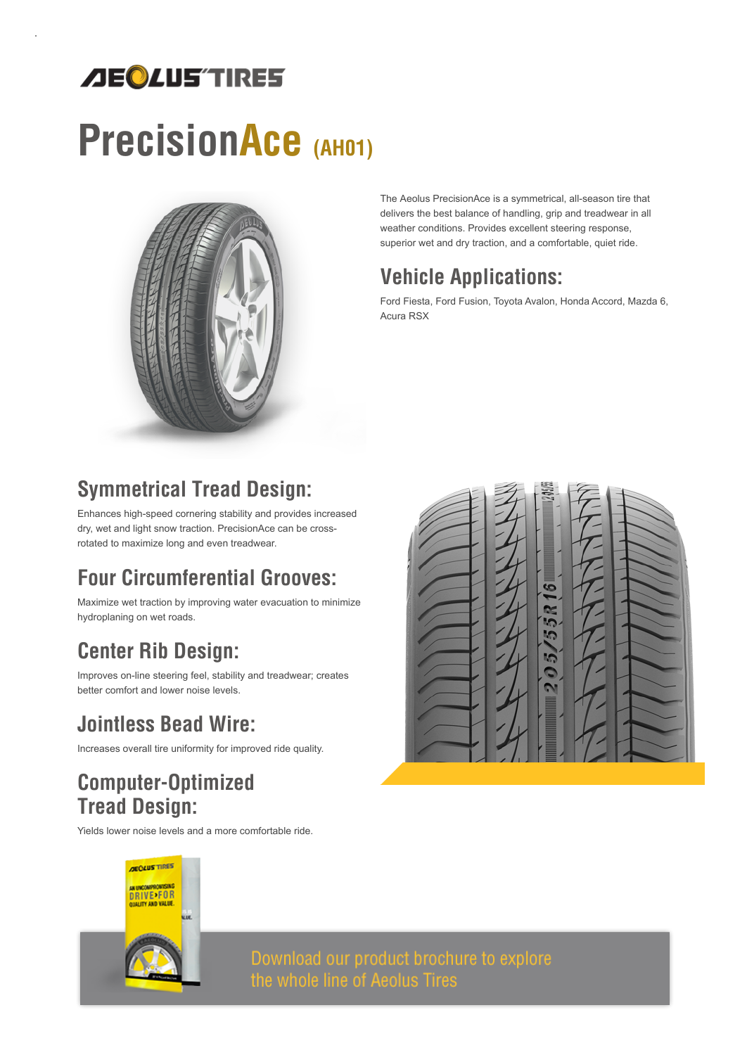AEOLUS TIRES

# PrecisionAce (AH01)

The Aeolus PrecisionAce is a symmetrical, all-season tire that delivers the best balance of handling, grip and treadwear in all weather conditions. Provides excellent steering response, superior wet and dry traction, and a comfortable, quiet ride.

## Vehicle Applications:

Ford Fiesta, Ford Fusion, Toyota Avalon, Honda Accord, Mazda 6, Acura RSX

## Symmetrical Tread Design:

Enhances high-speed cornering stability and provides increased dry, wet and light snow traction. PrecisionAce can be cross-rotated to maximize long and even treadwear.

## Four Circumferential Grooves:

Maximize wet traction by improving water evacuation to minimize hydroplaning on wet roads.

## Center Rib Design:

Improves on-line steering feel, stability and treadwear; creates better comfort and lower noise levels.

## Jointless Bead Wire:

Increases overall tire uniformity for improved ride quality.

## Computer-Optimized Tread Design:

Yields lower noise levels and a more comfortable ride.

Download our product brochure to explore the whole line of Aeolus Tires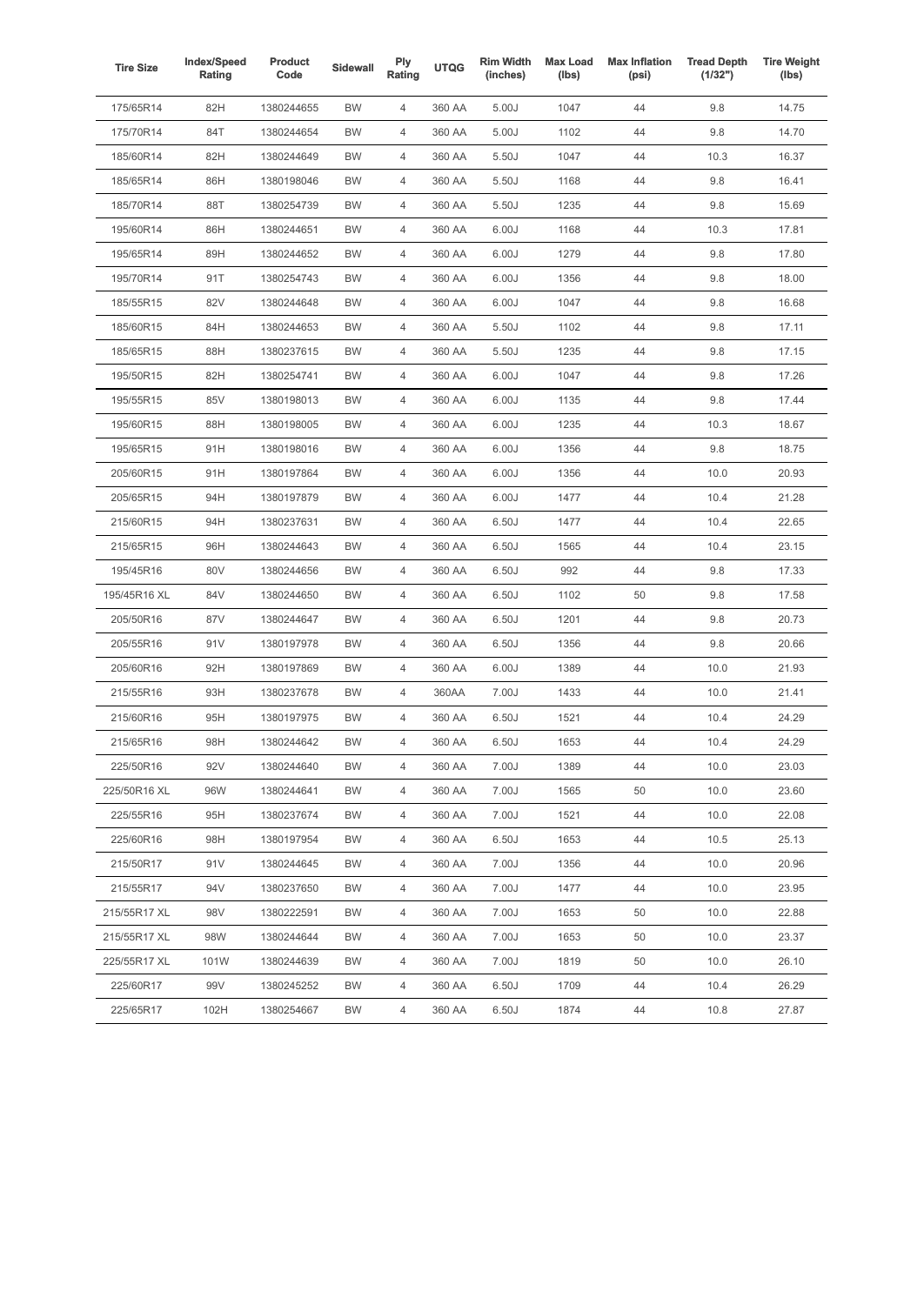| Tire Size | Index/Speed Rating | Product Code | Sidewall | Ply Rating | UTQG | Rim Width (inches) | Max Load (lbs) | Max Inflation (psi) | Tread Depth (1/32") | Tire Weight (lbs) |
|---|---|---|---|---|---|---|---|---|---|---|
| 175/65R14 | 82H | 1380244655 | BW | 4 | 360 AA | 5.00J | 1047 | 44 | 9.8 | 14.75 |
| 175/70R14 | 84T | 1380244654 | BW | 4 | 360 AA | 5.00J | 1102 | 44 | 9.8 | 14.70 |
| 185/60R14 | 82H | 1380244649 | BW | 4 | 360 AA | 5.50J | 1047 | 44 | 10.3 | 16.37 |
| 185/65R14 | 86H | 1380198046 | BW | 4 | 360 AA | 5.50J | 1168 | 44 | 9.8 | 16.41 |
| 185/70R14 | 88T | 1380254739 | BW | 4 | 360 AA | 5.50J | 1235 | 44 | 9.8 | 15.69 |
| 195/60R14 | 86H | 1380244651 | BW | 4 | 360 AA | 6.00J | 1168 | 44 | 10.3 | 17.81 |
| 195/65R14 | 89H | 1380244652 | BW | 4 | 360 AA | 6.00J | 1279 | 44 | 9.8 | 17.80 |
| 195/70R14 | 91T | 1380254743 | BW | 4 | 360 AA | 6.00J | 1356 | 44 | 9.8 | 18.00 |
| 185/55R15 | 82V | 1380244648 | BW | 4 | 360 AA | 6.00J | 1047 | 44 | 9.8 | 16.68 |
| 185/60R15 | 84H | 1380244653 | BW | 4 | 360 AA | 5.50J | 1102 | 44 | 9.8 | 17.11 |
| 185/65R15 | 88H | 1380237615 | BW | 4 | 360 AA | 5.50J | 1235 | 44 | 9.8 | 17.15 |
| 195/50R15 | 82H | 1380254741 | BW | 4 | 360 AA | 6.00J | 1047 | 44 | 9.8 | 17.26 |
| 195/55R15 | 85V | 1380198013 | BW | 4 | 360 AA | 6.00J | 1135 | 44 | 9.8 | 17.44 |
| 195/60R15 | 88H | 1380198005 | BW | 4 | 360 AA | 6.00J | 1235 | 44 | 10.3 | 18.67 |
| 195/65R15 | 91H | 1380198016 | BW | 4 | 360 AA | 6.00J | 1356 | 44 | 9.8 | 18.75 |
| 205/60R15 | 91H | 1380197864 | BW | 4 | 360 AA | 6.00J | 1356 | 44 | 10.0 | 20.93 |
| 205/65R15 | 94H | 1380197879 | BW | 4 | 360 AA | 6.00J | 1477 | 44 | 10.4 | 21.28 |
| 215/60R15 | 94H | 1380237631 | BW | 4 | 360 AA | 6.50J | 1477 | 44 | 10.4 | 22.65 |
| 215/65R15 | 96H | 1380244643 | BW | 4 | 360 AA | 6.50J | 1565 | 44 | 10.4 | 23.15 |
| 195/45R16 | 80V | 1380244656 | BW | 4 | 360 AA | 6.50J | 992 | 44 | 9.8 | 17.33 |
| 195/45R16 XL | 84V | 1380244650 | BW | 4 | 360 AA | 6.50J | 1102 | 50 | 9.8 | 17.58 |
| 205/50R16 | 87V | 1380244647 | BW | 4 | 360 AA | 6.50J | 1201 | 44 | 9.8 | 20.73 |
| 205/55R16 | 91V | 1380197978 | BW | 4 | 360 AA | 6.50J | 1356 | 44 | 9.8 | 20.66 |
| 205/60R16 | 92H | 1380197869 | BW | 4 | 360 AA | 6.00J | 1389 | 44 | 10.0 | 21.93 |
| 215/55R16 | 93H | 1380237678 | BW | 4 | 360AA | 7.00J | 1433 | 44 | 10.0 | 21.41 |
| 215/60R16 | 95H | 1380197975 | BW | 4 | 360 AA | 6.50J | 1521 | 44 | 10.4 | 24.29 |
| 215/65R16 | 98H | 1380244642 | BW | 4 | 360 AA | 6.50J | 1653 | 44 | 10.4 | 24.29 |
| 225/50R16 | 92V | 1380244640 | BW | 4 | 360 AA | 7.00J | 1389 | 44 | 10.0 | 23.03 |
| 225/50R16 XL | 96W | 1380244641 | BW | 4 | 360 AA | 7.00J | 1565 | 50 | 10.0 | 23.60 |
| 225/55R16 | 95H | 1380237674 | BW | 4 | 360 AA | 7.00J | 1521 | 44 | 10.0 | 22.08 |
| 225/60R16 | 98H | 1380197954 | BW | 4 | 360 AA | 6.50J | 1653 | 44 | 10.5 | 25.13 |
| 215/50R17 | 91V | 1380244645 | BW | 4 | 360 AA | 7.00J | 1356 | 44 | 10.0 | 20.96 |
| 215/55R17 | 94V | 1380237650 | BW | 4 | 360 AA | 7.00J | 1477 | 44 | 10.0 | 23.95 |
| 215/55R17 XL | 98V | 1380222591 | BW | 4 | 360 AA | 7.00J | 1653 | 50 | 10.0 | 22.88 |
| 215/55R17 XL | 98W | 1380244644 | BW | 4 | 360 AA | 7.00J | 1653 | 50 | 10.0 | 23.37 |
| 225/55R17 XL | 101W | 1380244639 | BW | 4 | 360 AA | 7.00J | 1819 | 50 | 10.0 | 26.10 |
| 225/60R17 | 99V | 1380245252 | BW | 4 | 360 AA | 6.50J | 1709 | 44 | 10.4 | 26.29 |
| 225/65R17 | 102H | 1380254667 | BW | 4 | 360 AA | 6.50J | 1874 | 44 | 10.8 | 27.87 |